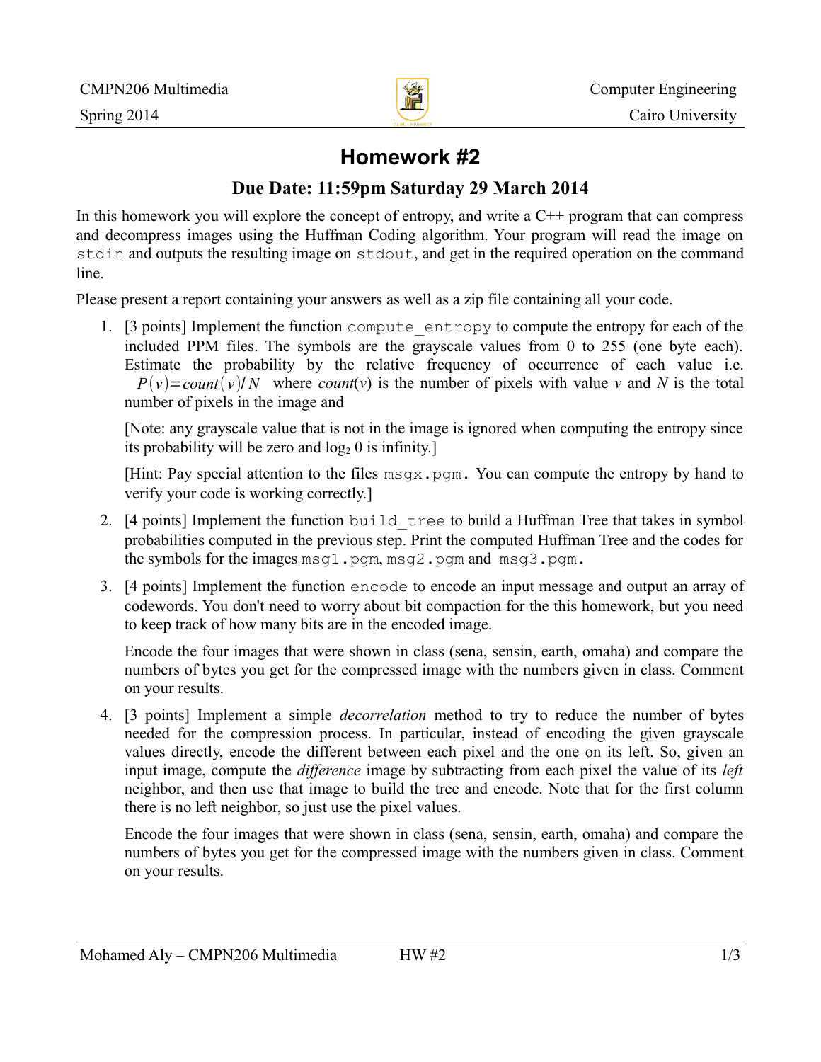CMPN206 Multimedia — Computer Engineering

Spring 2014 — Cairo University

# Homework #2

## Due Date: 11:59pm Saturday 29 March 2014

In this homework you will explore the concept of entropy, and write a C++ program that can compress and decompress images using the Huffman Coding algorithm. Your program will read the image on `stdin` and outputs the resulting image on `stdout`, and get in the required operation on the command line.

Please present a report containing your answers as well as a zip file containing all your code.

1. [3 points] Implement the function `compute_entropy` to compute the entropy for each of the included PPM files. The symbols are the grayscale values from 0 to 255 (one byte each). Estimate the probability by the relative frequency of occurrence of each value i.e. $P(v) = count(v)/N$ where *count*(*v*) is the number of pixels with value *v* and *N* is the total number of pixels in the image and

   [Note: any grayscale value that is not in the image is ignored when computing the entropy since its probability will be zero and $\log_2 0$ is infinity.]

   [Hint: Pay special attention to the files `msgx.pgm.` You can compute the entropy by hand to verify your code is working correctly.]

2. [4 points] Implement the function `build_tree` to build a Huffman Tree that takes in symbol probabilities computed in the previous step. Print the computed Huffman Tree and the codes for the symbols for the images `msg1.pgm`, `msg2.pgm` and `msg3.pgm.`

3. [4 points] Implement the function `encode` to encode an input message and output an array of codewords. You don't need to worry about bit compaction for the this homework, but you need to keep track of how many bits are in the encoded image.

   Encode the four images that were shown in class (sena, sensin, earth, omaha) and compare the numbers of bytes you get for the compressed image with the numbers given in class. Comment on your results.

4. [3 points] Implement a simple *decorrelation* method to try to reduce the number of bytes needed for the compression process. In particular, instead of encoding the given grayscale values directly, encode the different between each pixel and the one on its left. So, given an input image, compute the *difference* image by subtracting from each pixel the value of its *left* neighbor, and then use that image to build the tree and encode. Note that for the first column there is no left neighbor, so just use the pixel values.

   Encode the four images that were shown in class (sena, sensin, earth, omaha) and compare the numbers of bytes you get for the compressed image with the numbers given in class. Comment on your results.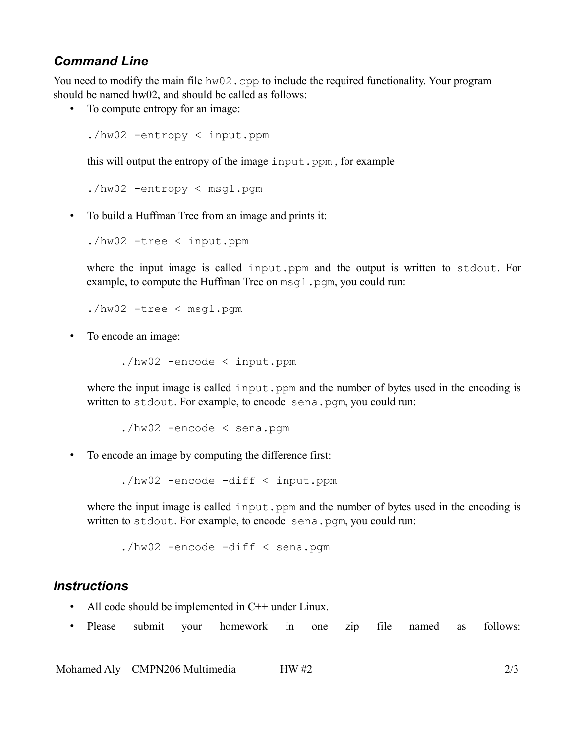### *Command Line*

You need to modify the main file `hw02.cpp` to include the required functionality. Your program should be named hw02, and should be called as follows:

- To compute entropy for an image:

  ```
  ./hw02 -entropy < input.ppm
  ```

  this will output the entropy of the image `input.ppm` , for example

  ```
  ./hw02 -entropy < msg1.pgm
  ```

- To build a Huffman Tree from an image and prints it:

  ```
  ./hw02 -tree < input.ppm
  ```

  where the input image is called `input.ppm` and the output is written to `stdout`. For example, to compute the Huffman Tree on `msg1.pgm`, you could run:

  ```
  ./hw02 -tree < msg1.pgm
  ```

- To encode an image:

  ```
  ./hw02 -encode < input.ppm
  ```

  where the input image is called `input.ppm` and the number of bytes used in the encoding is written to `stdout`. For example, to encode `sena.pgm`, you could run:

  ```
  ./hw02 -encode < sena.pgm
  ```

- To encode an image by computing the difference first:

  ```
  ./hw02 -encode -diff < input.ppm
  ```

  where the input image is called `input.ppm` and the number of bytes used in the encoding is written to `stdout`. For example, to encode `sena.pgm`, you could run:

  ```
  ./hw02 -encode -diff < sena.pgm
  ```

### *Instructions*

- All code should be implemented in C++ under Linux.
- Please submit your homework in one zip file named as follows: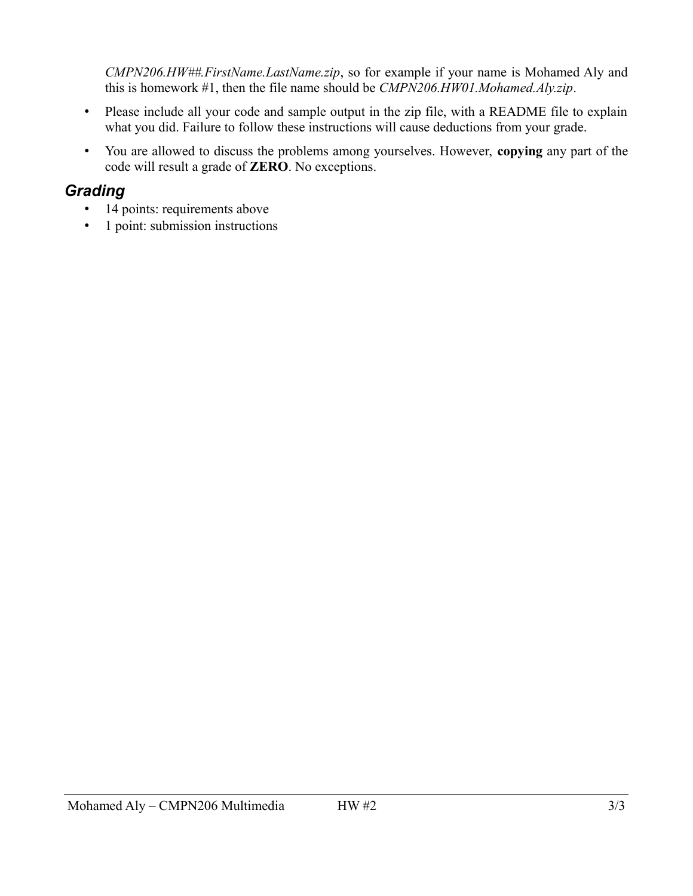*CMPN206.HW##.FirstName.LastName.zip*, so for example if your name is Mohamed Aly and this is homework #1, then the file name should be *CMPN206.HW01.Mohamed.Aly.zip*.

- Please include all your code and sample output in the zip file, with a README file to explain what you did. Failure to follow these instructions will cause deductions from your grade.
- You are allowed to discuss the problems among yourselves. However, **copying** any part of the code will result a grade of **ZERO**. No exceptions.

## *Grading*

- 14 points: requirements above
- 1 point: submission instructions